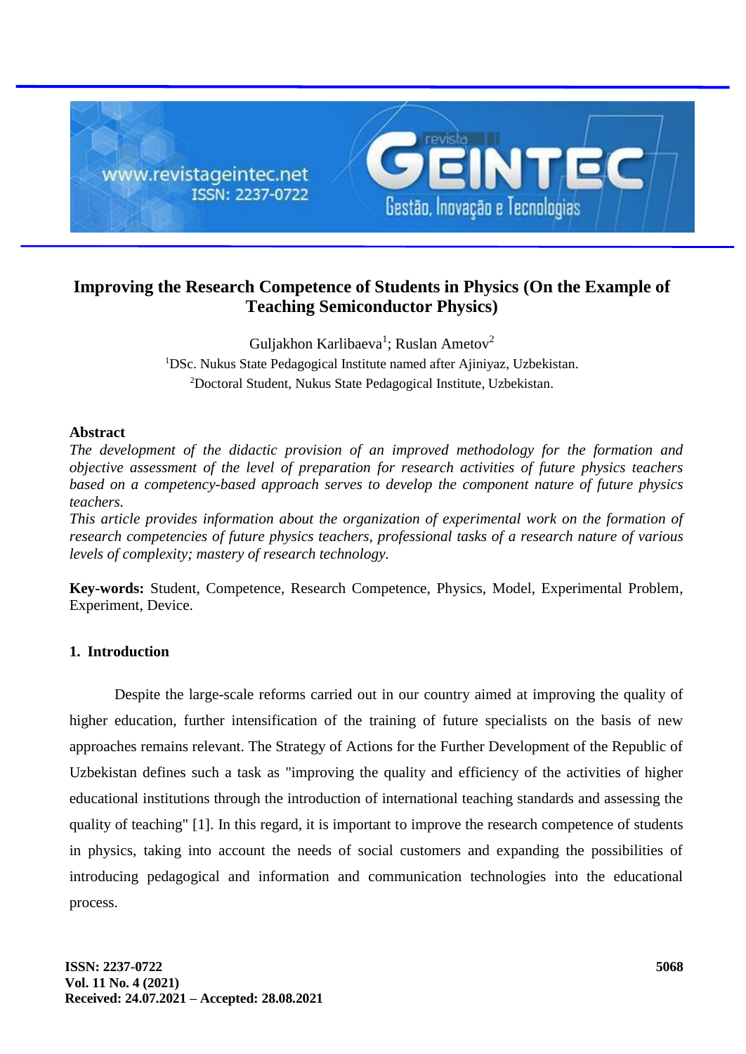# Improving the Research Competence of Students in Physics (On the Example of Teaching Semiconductor Physics)

Guljakhon Karlibaeva[1]; Ruslan Ametov[2]

[1]DSc. Nukus State Pedagogical Institute named after Ajiniyaz, Uzbekistan.

[2]Doctoral Student, Nukus State Pedagogical Institute, Uzbekistan.

## Abstract

*The development of the didactic provision of an improved methodology for the formation and objective assessment of the level of preparation for research activities of future physics teachers based on a competency-based approach serves to develop the component nature of future physics teachers.*

*This article provides information about the organization of experimental work on the formation of research competencies of future physics teachers, professional tasks of a research nature of various levels of complexity; mastery of research technology.*

**Key-words:** Student, Competence, Research Competence, Physics, Model, Experimental Problem, Experiment, Device.

## 1. Introduction

Despite the large-scale reforms carried out in our country aimed at improving the quality of higher education, further intensification of the training of future specialists on the basis of new approaches remains relevant. The Strategy of Actions for the Further Development of the Republic of Uzbekistan defines such a task as "improving the quality and efficiency of the activities of higher educational institutions through the introduction of international teaching standards and assessing the quality of teaching" [1]. In this regard, it is important to improve the research competence of students in physics, taking into account the needs of social customers and expanding the possibilities of introducing pedagogical and information and communication technologies into the educational process.

Received: 24.07.2021 – Accepted: 28.08.2021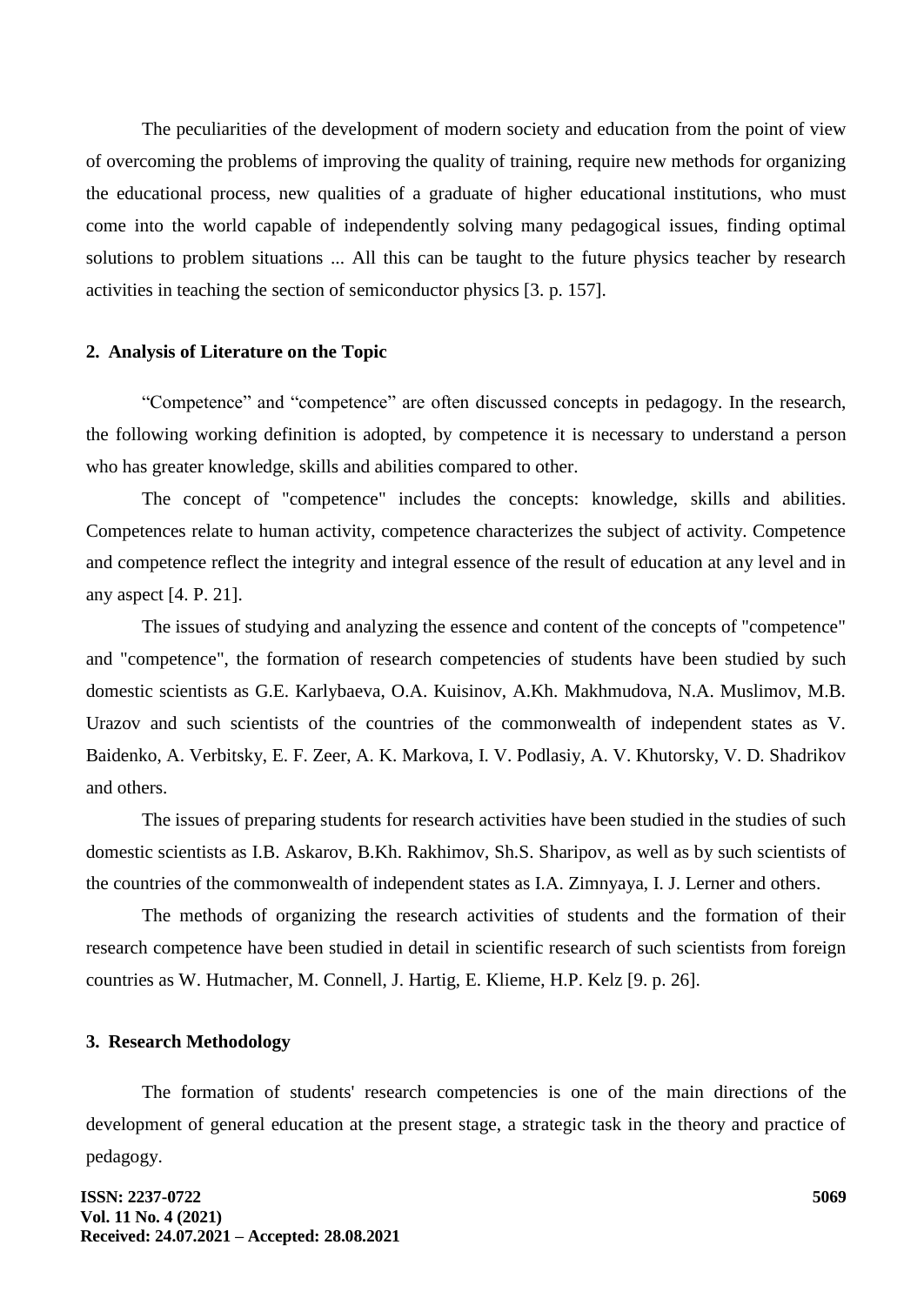The peculiarities of the development of modern society and education from the point of view of overcoming the problems of improving the quality of training, require new methods for organizing the educational process, new qualities of a graduate of higher educational institutions, who must come into the world capable of independently solving many pedagogical issues, finding optimal solutions to problem situations ... All this can be taught to the future physics teacher by research activities in teaching the section of semiconductor physics [3. p. 157].

## 2. Analysis of Literature on the Topic

"Competence" and "competence" are often discussed concepts in pedagogy. In the research, the following working definition is adopted, by competence it is necessary to understand a person who has greater knowledge, skills and abilities compared to other.

The concept of "competence" includes the concepts: knowledge, skills and abilities. Competences relate to human activity, competence characterizes the subject of activity. Competence and competence reflect the integrity and integral essence of the result of education at any level and in any aspect [4. P. 21].

The issues of studying and analyzing the essence and content of the concepts of "competence" and "competence", the formation of research competencies of students have been studied by such domestic scientists as G.E. Karlybaeva, O.A. Kuisinov, A.Kh. Makhmudova, N.A. Muslimov, M.B. Urazov and such scientists of the countries of the commonwealth of independent states as V. Baidenko, A. Verbitsky, E. F. Zeer, A. K. Markova, I. V. Podlasiy, A. V. Khutorsky, V. D. Shadrikov and others.

The issues of preparing students for research activities have been studied in the studies of such domestic scientists as I.B. Askarov, B.Kh. Rakhimov, Sh.S. Sharipov, as well as by such scientists of the countries of the commonwealth of independent states as I.A. Zimnyaya, I. J. Lerner and others.

The methods of organizing the research activities of students and the formation of their research competence have been studied in detail in scientific research of such scientists from foreign countries as W. Hutmacher, M. Connell, J. Hartig, E. Klieme, H.P. Kelz [9. p. 26].

## 3. Research Methodology

The formation of students' research competencies is one of the main directions of the development of general education at the present stage, a strategic task in the theory and practice of pedagogy.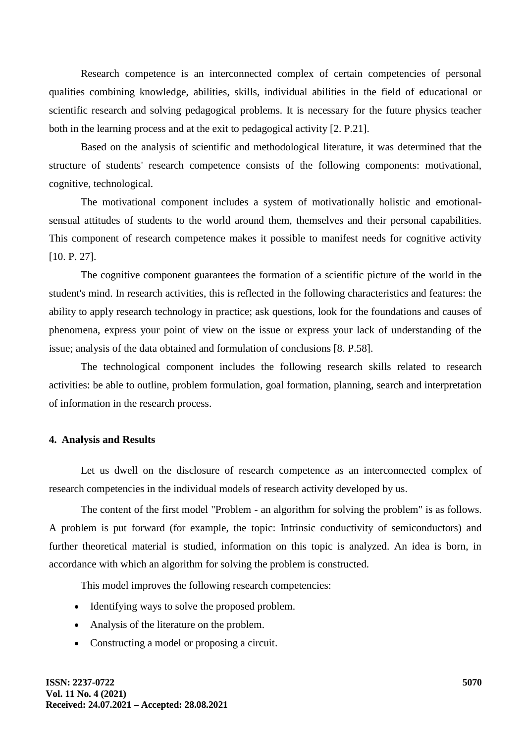Research competence is an interconnected complex of certain competencies of personal qualities combining knowledge, abilities, skills, individual abilities in the field of educational or scientific research and solving pedagogical problems. It is necessary for the future physics teacher both in the learning process and at the exit to pedagogical activity [2. P.21].

Based on the analysis of scientific and methodological literature, it was determined that the structure of students' research competence consists of the following components: motivational, cognitive, technological.

The motivational component includes a system of motivationally holistic and emotional-sensual attitudes of students to the world around them, themselves and their personal capabilities. This component of research competence makes it possible to manifest needs for cognitive activity [10. P. 27].

The cognitive component guarantees the formation of a scientific picture of the world in the student's mind. In research activities, this is reflected in the following characteristics and features: the ability to apply research technology in practice; ask questions, look for the foundations and causes of phenomena, express your point of view on the issue or express your lack of understanding of the issue; analysis of the data obtained and formulation of conclusions [8. P.58].

The technological component includes the following research skills related to research activities: be able to outline, problem formulation, goal formation, planning, search and interpretation of information in the research process.

#### 4. Analysis and Results

Let us dwell on the disclosure of research competence as an interconnected complex of research competencies in the individual models of research activity developed by us.

The content of the first model "Problem - an algorithm for solving the problem" is as follows. A problem is put forward (for example, the topic: Intrinsic conductivity of semiconductors) and further theoretical material is studied, information on this topic is analyzed. An idea is born, in accordance with which an algorithm for solving the problem is constructed.

This model improves the following research competencies:

- Identifying ways to solve the proposed problem.
- Analysis of the literature on the problem.
- Constructing a model or proposing a circuit.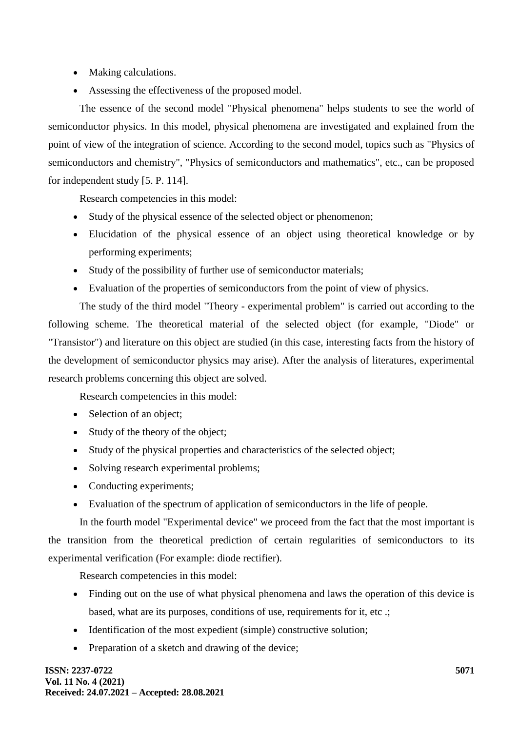- Making calculations.
- Assessing the effectiveness of the proposed model.

The essence of the second model "Physical phenomena" helps students to see the world of semiconductor physics. In this model, physical phenomena are investigated and explained from the point of view of the integration of science. According to the second model, topics such as "Physics of semiconductors and chemistry", "Physics of semiconductors and mathematics", etc., can be proposed for independent study [5. P. 114].

Research competencies in this model:

- Study of the physical essence of the selected object or phenomenon;
- Elucidation of the physical essence of an object using theoretical knowledge or by performing experiments;
- Study of the possibility of further use of semiconductor materials;
- Evaluation of the properties of semiconductors from the point of view of physics.

The study of the third model "Theory - experimental problem" is carried out according to the following scheme. The theoretical material of the selected object (for example, "Diode" or "Transistor") and literature on this object are studied (in this case, interesting facts from the history of the development of semiconductor physics may arise). After the analysis of literatures, experimental research problems concerning this object are solved.

Research competencies in this model:

- Selection of an object;
- Study of the theory of the object;
- Study of the physical properties and characteristics of the selected object;
- Solving research experimental problems;
- Conducting experiments;
- Evaluation of the spectrum of application of semiconductors in the life of people.

In the fourth model "Experimental device" we proceed from the fact that the most important is the transition from the theoretical prediction of certain regularities of semiconductors to its experimental verification (For example: diode rectifier).

Research competencies in this model:

- Finding out on the use of what physical phenomena and laws the operation of this device is based, what are its purposes, conditions of use, requirements for it, etc .;
- Identification of the most expedient (simple) constructive solution;
- Preparation of a sketch and drawing of the device;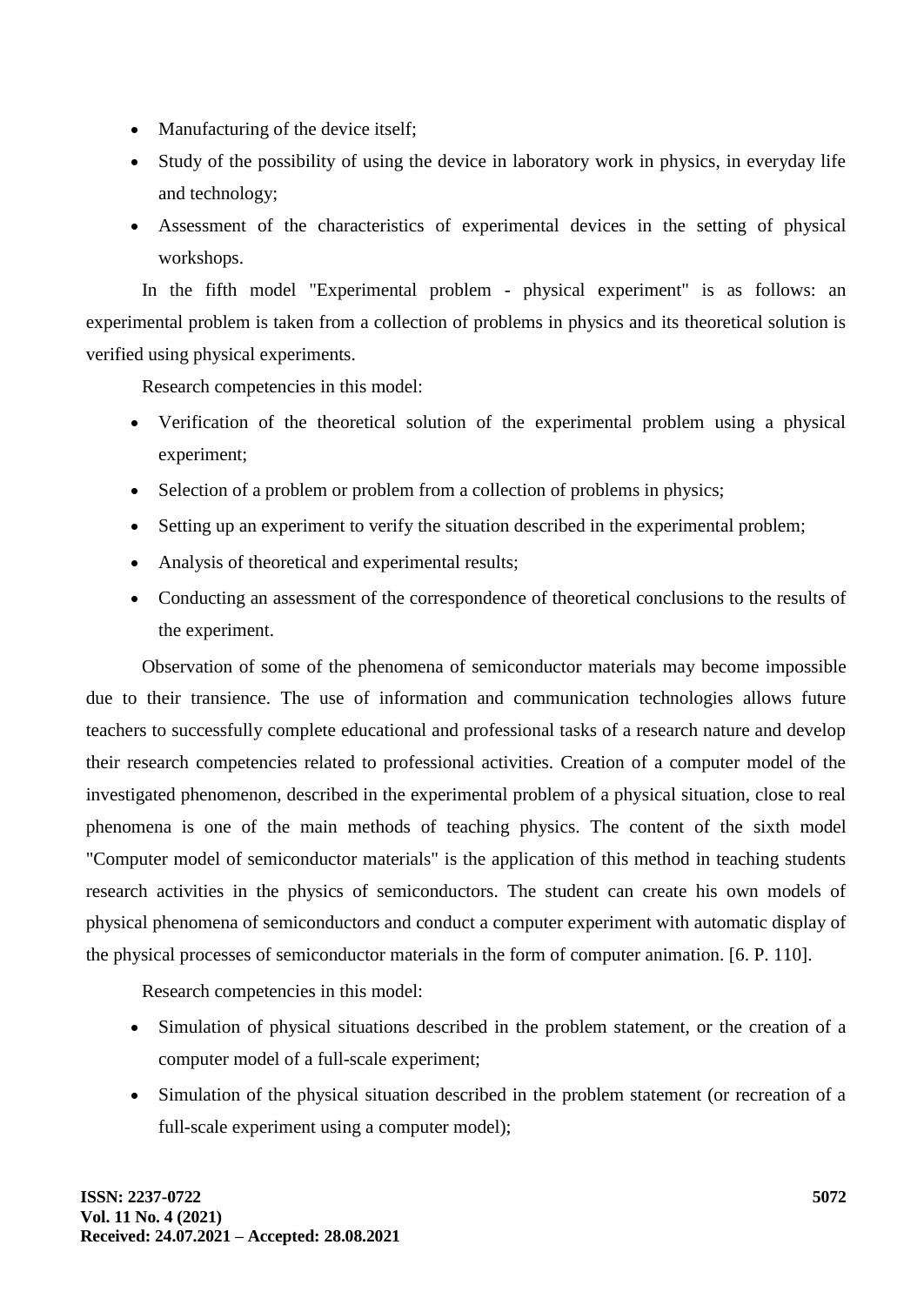- Manufacturing of the device itself;
- Study of the possibility of using the device in laboratory work in physics, in everyday life and technology;
- Assessment of the characteristics of experimental devices in the setting of physical workshops.

In the fifth model "Experimental problem - physical experiment" is as follows: an experimental problem is taken from a collection of problems in physics and its theoretical solution is verified using physical experiments.

Research competencies in this model:

- Verification of the theoretical solution of the experimental problem using a physical experiment;
- Selection of a problem or problem from a collection of problems in physics;
- Setting up an experiment to verify the situation described in the experimental problem;
- Analysis of theoretical and experimental results;
- Conducting an assessment of the correspondence of theoretical conclusions to the results of the experiment.

Observation of some of the phenomena of semiconductor materials may become impossible due to their transience. The use of information and communication technologies allows future teachers to successfully complete educational and professional tasks of a research nature and develop their research competencies related to professional activities. Creation of a computer model of the investigated phenomenon, described in the experimental problem of a physical situation, close to real phenomena is one of the main methods of teaching physics. The content of the sixth model "Computer model of semiconductor materials" is the application of this method in teaching students research activities in the physics of semiconductors. The student can create his own models of physical phenomena of semiconductors and conduct a computer experiment with automatic display of the physical processes of semiconductor materials in the form of computer animation. [6. P. 110].

Research competencies in this model:

- Simulation of physical situations described in the problem statement, or the creation of a computer model of a full-scale experiment;
- Simulation of the physical situation described in the problem statement (or recreation of a full-scale experiment using a computer model);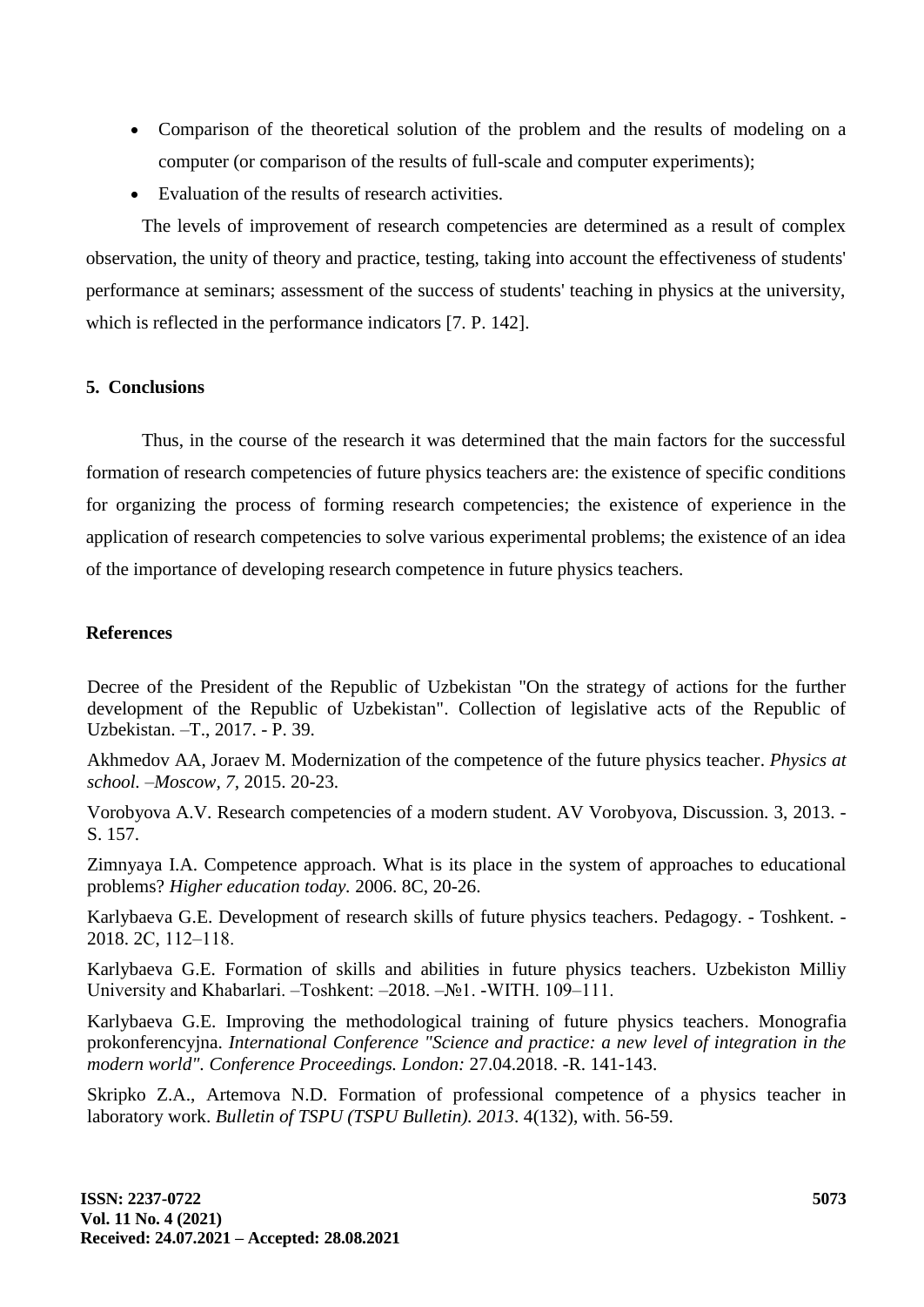- Comparison of the theoretical solution of the problem and the results of modeling on a computer (or comparison of the results of full-scale and computer experiments);
- Evaluation of the results of research activities.

The levels of improvement of research competencies are determined as a result of complex observation, the unity of theory and practice, testing, taking into account the effectiveness of students' performance at seminars; assessment of the success of students' teaching in physics at the university, which is reflected in the performance indicators [7. P. 142].

## 5. Conclusions

Thus, in the course of the research it was determined that the main factors for the successful formation of research competencies of future physics teachers are: the existence of specific conditions for organizing the process of forming research competencies; the existence of experience in the application of research competencies to solve various experimental problems; the existence of an idea of the importance of developing research competence in future physics teachers.

## References

Decree of the President of the Republic of Uzbekistan "On the strategy of actions for the further development of the Republic of Uzbekistan". Collection of legislative acts of the Republic of Uzbekistan. –T., 2017. - P. 39.

Akhmedov AA, Joraev M. Modernization of the competence of the future physics teacher. *Physics at school. –Moscow, 7,* 2015. 20-23.

Vorobyova A.V. Research competencies of a modern student. AV Vorobyova, Discussion. 3, 2013. - S. 157.

Zimnyaya I.A. Competence approach. What is its place in the system of approaches to educational problems? *Higher education today.* 2006. 8C, 20-26.

Karlybaeva G.E. Development of research skills of future physics teachers. Pedagogy. - Toshkent. - 2018. 2C, 112–118.

Karlybaeva G.E. Formation of skills and abilities in future physics teachers. Uzbekiston Milliy University and Khabarlari. –Toshkent: –2018. –№1. -WITH. 109–111.

Karlybaeva G.E. Improving the methodological training of future physics teachers. Monografia prokonferencyjna. *International Conference "Science and practice: a new level of integration in the modern world". Conference Proceedings. London:* 27.04.2018. -R. 141-143.

Skripko Z.A., Artemova N.D. Formation of professional competence of a physics teacher in laboratory work. *Bulletin of TSPU (TSPU Bulletin). 2013*. 4(132), with. 56-59.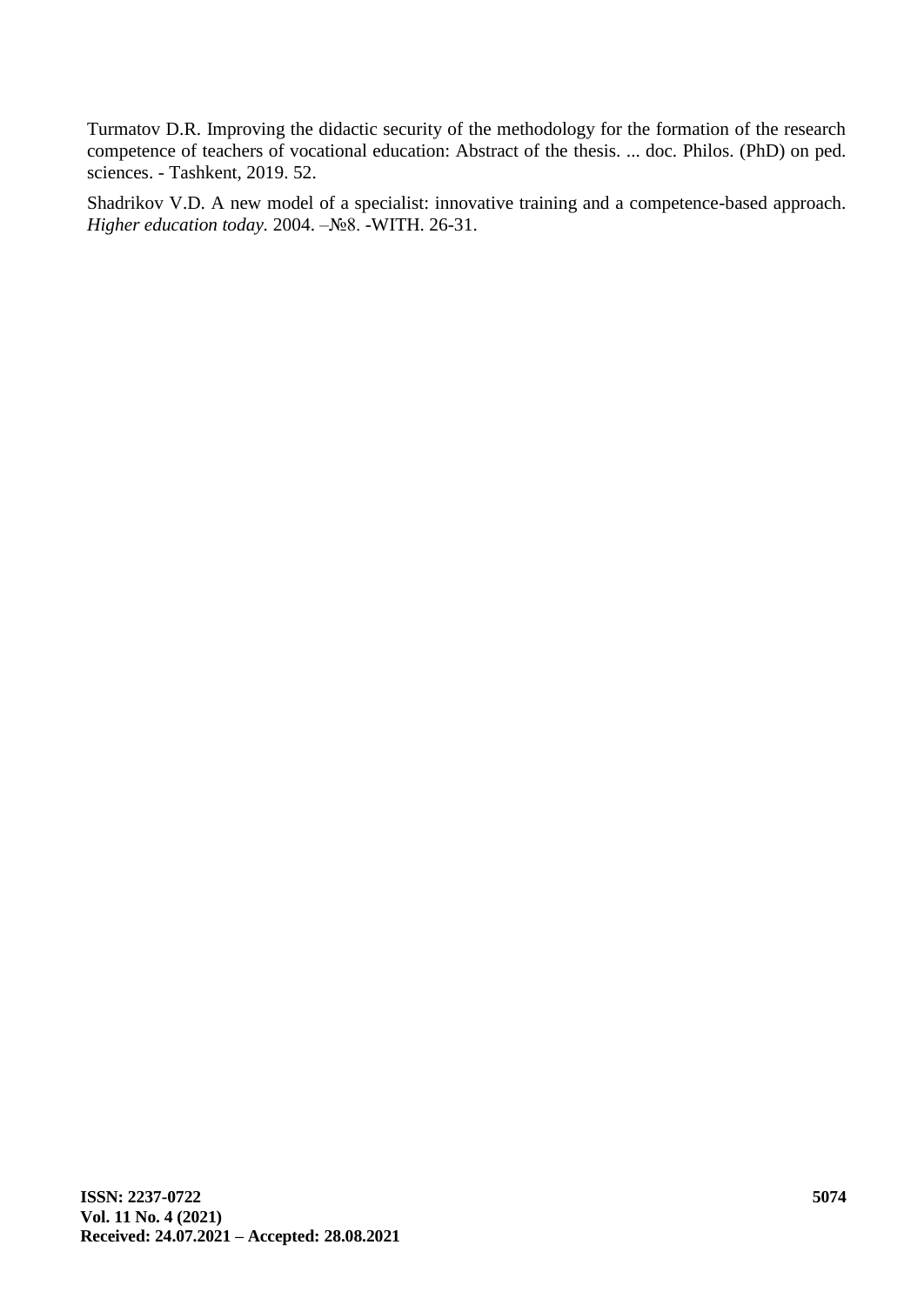Turmatov D.R. Improving the didactic security of the methodology for the formation of the research competence of teachers of vocational education: Abstract of the thesis. ... doc. Philos. (PhD) on ped. sciences. - Tashkent, 2019. 52.

Shadrikov V.D. A new model of a specialist: innovative training and a competence-based approach. *Higher education today*. 2004. –№8. -WITH. 26-31.